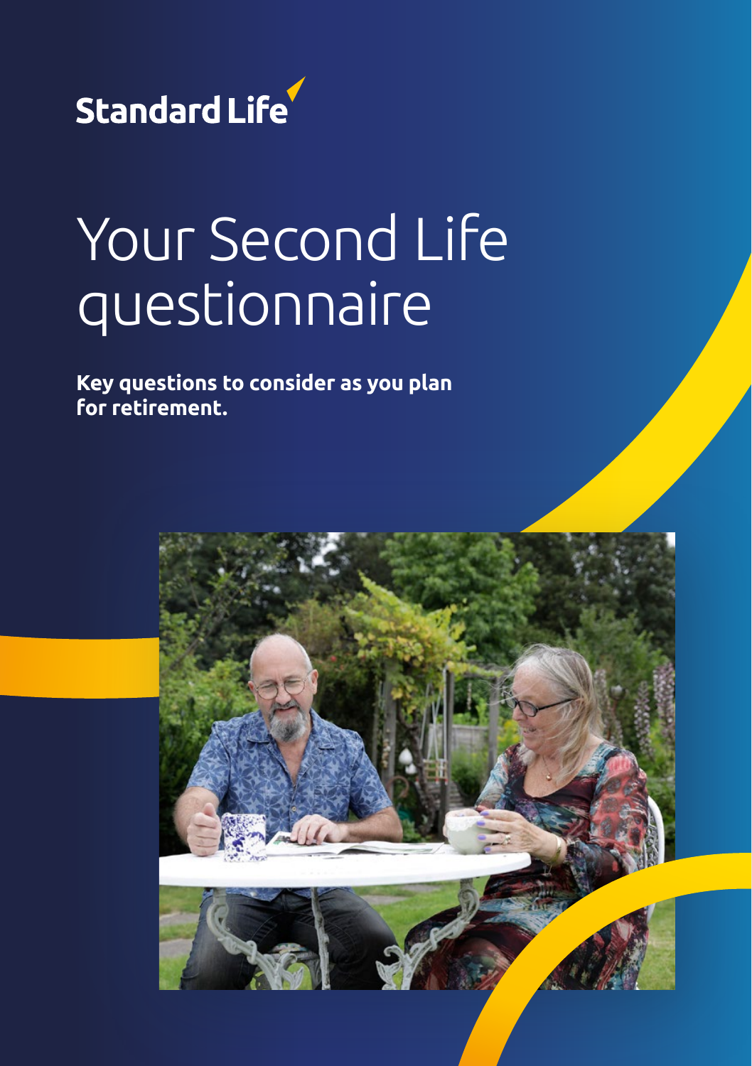Standard Life

# Your Second Life questionnaire

**Key questions to consider as you plan for retirement.**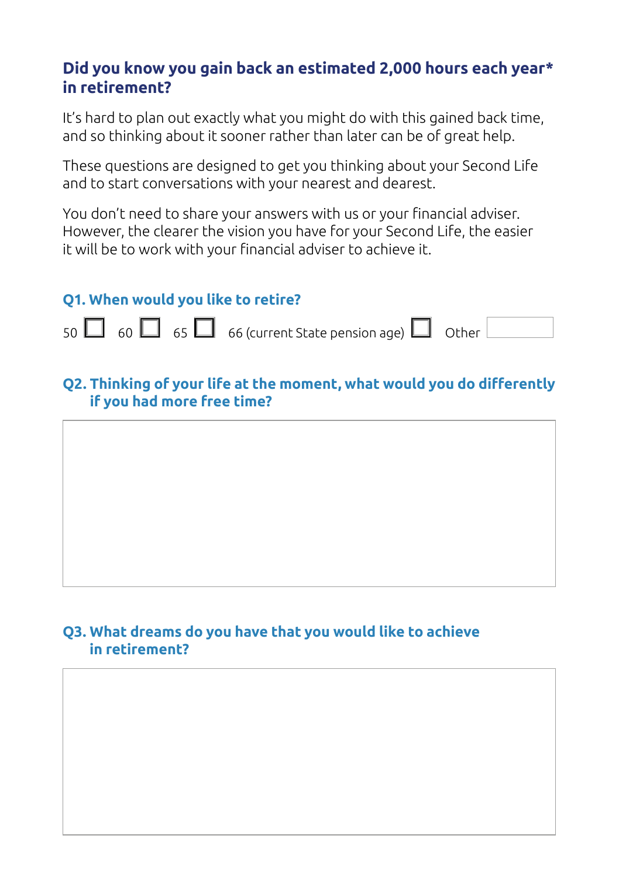## Did you know you gain back an estimated 2,000 hours each year* in retirement?

It's hard to plan out exactly what you might do with this gained back time, and so thinking about it sooner rather than later can be of great help.

These questions are designed to get you thinking about your Second Life and to start conversations with your nearest and dearest.

You don't need to share your answers with us or your financial adviser. However, the clearer the vision you have for your Second Life, the easier it will be to work with your financial adviser to achieve it.

### Q1. When would you like to retire?

50 ☐ 60 ☐ 65 ☐ 66 (current State pension age) ☐ Other ______

### Q2. Thinking of your life at the moment, what would you do differently if you had more free time?

### Q3. What dreams do you have that you would like to achieve in retirement?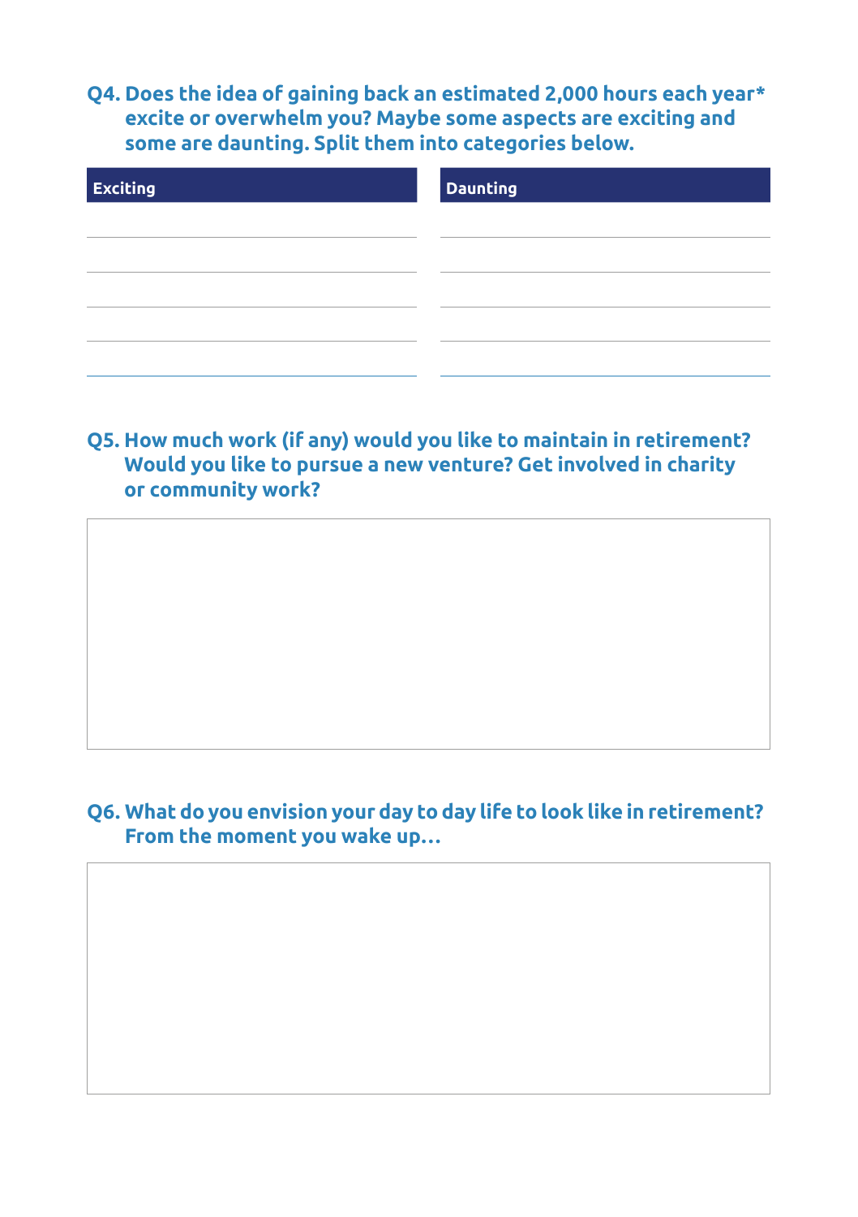**Q4. Does the idea of gaining back an estimated 2,000 hours each year* excite or overwhelm you? Maybe some aspects are exciting and some are daunting. Split them into categories below.**

| Exciting | Daunting |
| --- | --- |
| | |
| | |
| | |
| | |
| | |

**Q5. How much work (if any) would you like to maintain in retirement? Would you like to pursue a new venture? Get involved in charity or community work?**

**Q6. What do you envision your day to day life to look like in retirement? From the moment you wake up…**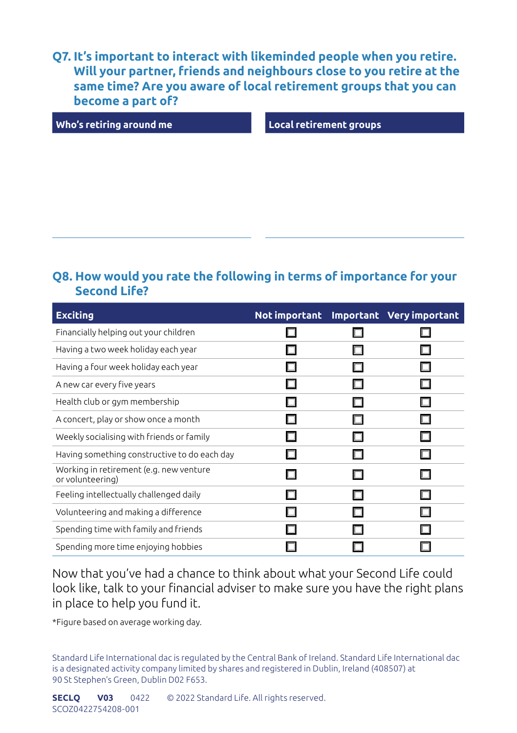## Q7. It's important to interact with likeminded people when you retire. Will your partner, friends and neighbours close to you retire at the same time? Are you aware of local retirement groups that you can become a part of?

| Who's retiring around me | Local retirement groups |
|---|---|
| | |

## Q8. How would you rate the following in terms of importance for your Second Life?

| Exciting | Not important | Important | Very important |
|---|---|---|---|
| Financially helping out your children | ☐ | ☐ | ☐ |
| Having a two week holiday each year | ☐ | ☐ | ☐ |
| Having a four week holiday each year | ☐ | ☐ | ☐ |
| A new car every five years | ☐ | ☐ | ☐ |
| Health club or gym membership | ☐ | ☐ | ☐ |
| A concert, play or show once a month | ☐ | ☐ | ☐ |
| Weekly socialising with friends or family | ☐ | ☐ | ☐ |
| Having something constructive to do each day | ☐ | ☐ | ☐ |
| Working in retirement (e.g. new venture or volunteering) | ☐ | ☐ | ☐ |
| Feeling intellectually challenged daily | ☐ | ☐ | ☐ |
| Volunteering and making a difference | ☐ | ☐ | ☐ |
| Spending time with family and friends | ☐ | ☐ | ☐ |
| Spending more time enjoying hobbies | ☐ | ☐ | ☐ |

Now that you've had a chance to think about what your Second Life could look like, talk to your financial adviser to make sure you have the right plans in place to help you fund it.

*Figure based on average working day.

Standard Life International dac is regulated by the Central Bank of Ireland. Standard Life International dac is a designated activity company limited by shares and registered in Dublin, Ireland (408507) at 90 St Stephen's Green, Dublin D02 F653.

**SECLQ** **V03** 0422 © 2022 Standard Life. All rights reserved.
SCOZ0422754208-001